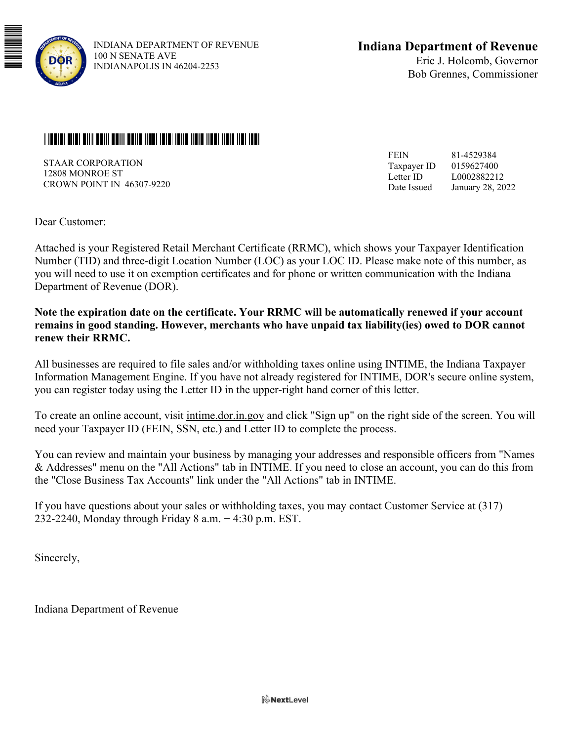INDIANA DEPARTMENT OF REVENUE
100 N SENATE AVE
INDIANAPOLIS IN 46204-2253

**Indiana Department of Revenue**
Eric J. Holcomb, Governor
Bob Grennes, Commissioner

STAAR CORPORATION
12808 MONROE ST
CROWN POINT IN 46307-9220

| | |
|---|---|
| FEIN | 81-4529384 |
| Taxpayer ID | 0159627400 |
| Letter ID | L0002882212 |
| Date Issued | January 28, 2022 |

Dear Customer:

Attached is your Registered Retail Merchant Certificate (RRMC), which shows your Taxpayer Identification Number (TID) and three-digit Location Number (LOC) as your LOC ID. Please make note of this number, as you will need to use it on exemption certificates and for phone or written communication with the Indiana Department of Revenue (DOR).

**Note the expiration date on the certificate. Your RRMC will be automatically renewed if your account remains in good standing. However, merchants who have unpaid tax liability(ies) owed to DOR cannot renew their RRMC.**

All businesses are required to file sales and/or withholding taxes online using INTIME, the Indiana Taxpayer Information Management Engine. If you have not already registered for INTIME, DOR's secure online system, you can register today using the Letter ID in the upper-right hand corner of this letter.

To create an online account, visit intime.dor.in.gov and click "Sign up" on the right side of the screen. You will need your Taxpayer ID (FEIN, SSN, etc.) and Letter ID to complete the process.

You can review and maintain your business by managing your addresses and responsible officers from "Names & Addresses" menu on the "All Actions" tab in INTIME. If you need to close an account, you can do this from the "Close Business Tax Accounts" link under the "All Actions" tab in INTIME.

If you have questions about your sales or withholding taxes, you may contact Customer Service at (317) 232-2240, Monday through Friday 8 a.m. − 4:30 p.m. EST.

Sincerely,

Indiana Department of Revenue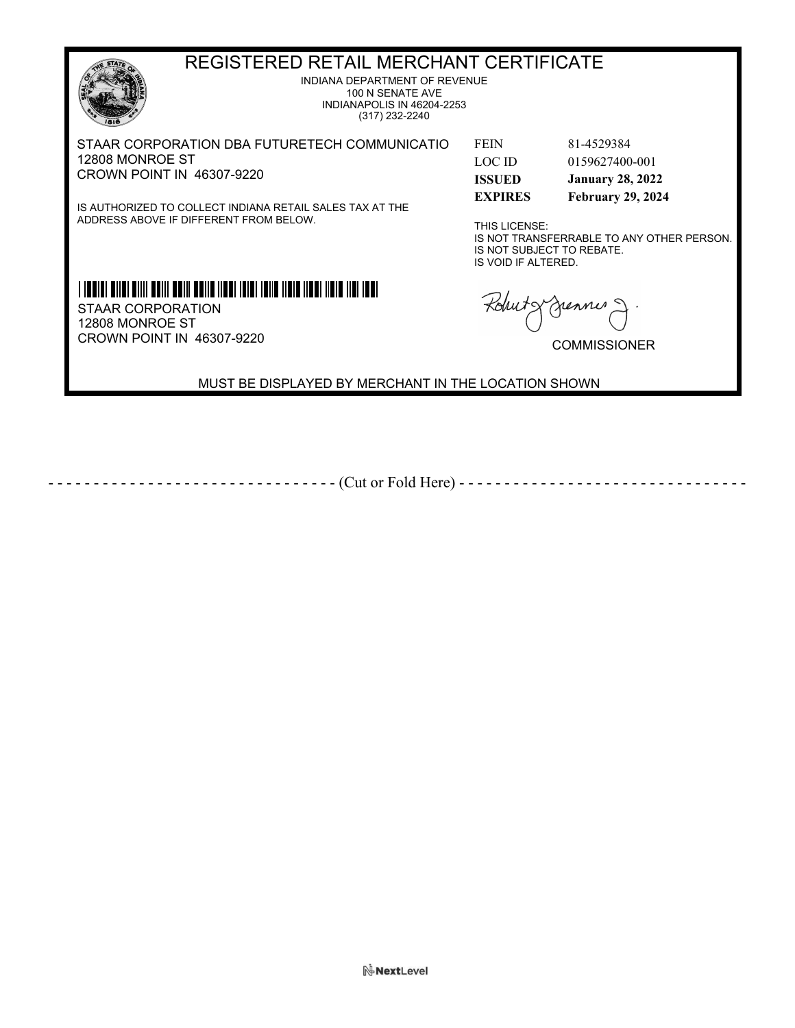# REGISTERED RETAIL MERCHANT CERTIFICATE

INDIANA DEPARTMENT OF REVENUE
100 N SENATE AVE
INDIANAPOLIS IN 46204-2253
(317) 232-2240

STAAR CORPORATION DBA FUTURETECH COMMUNICATIO
12808 MONROE ST
CROWN POINT IN 46307-9220

| | |
|---|---|
| FEIN | 81-4529384 |
| LOC ID | 0159627400-001 |
| **ISSUED** | **January 28, 2022** |
| **EXPIRES** | **February 29, 2024** |

IS AUTHORIZED TO COLLECT INDIANA RETAIL SALES TAX AT THE ADDRESS ABOVE IF DIFFERENT FROM BELOW.

THIS LICENSE:
IS NOT TRANSFERRABLE TO ANY OTHER PERSON.
IS NOT SUBJECT TO REBATE.
IS VOID IF ALTERED.

STAAR CORPORATION
12808 MONROE ST
CROWN POINT IN 46307-9220

COMMISSIONER

MUST BE DISPLAYED BY MERCHANT IN THE LOCATION SHOWN

- - - - - - - - - - - - - - - - - - - - - - - - - - - - - - - - (Cut or Fold Here) - - - - - - - - - - - - - - - - - - - - - - - - - - - - - - - -